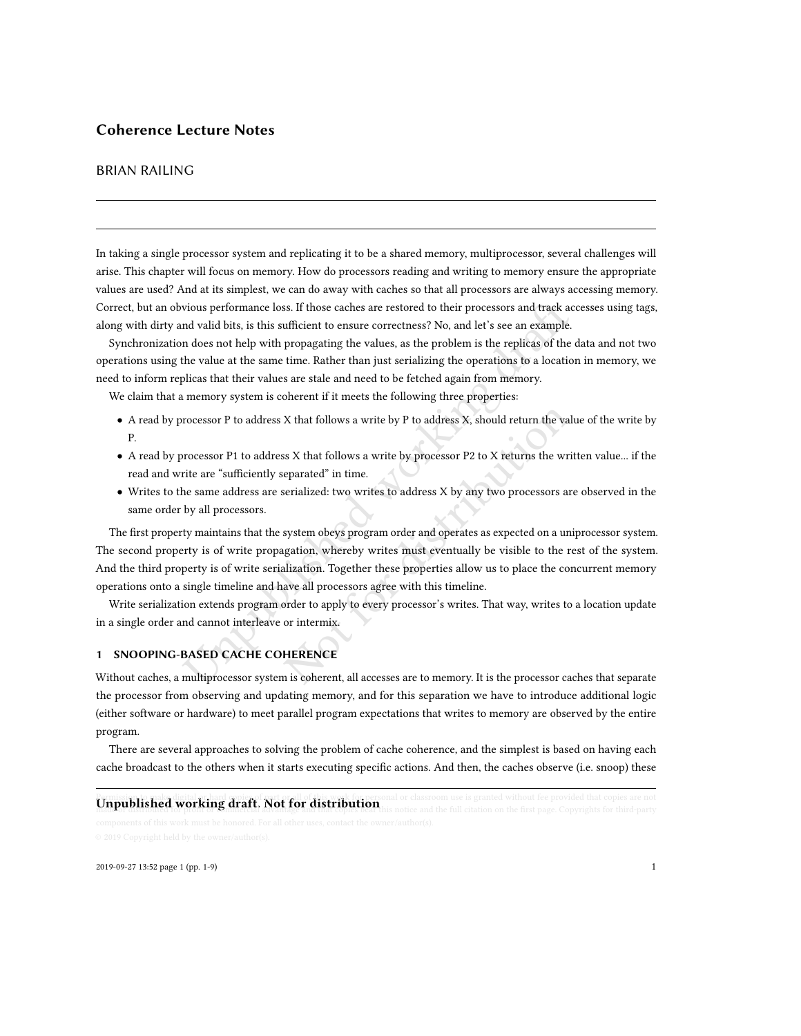# Coherence Lecture Notes

BRIAN RAILING

---

In taking a single processor system and replicating it to be a shared memory, multiprocessor, several challenges will arise. This chapter will focus on memory. How do processors reading and writing to memory ensure the appropriate values are used? And at its simplest, we can do away with caches so that all processors are always accessing memory. Correct, but an obvious performance loss. If those caches are restored to their processors and track accesses using tags, along with dirty and valid bits, is this sufficient to ensure correctness? No, and let's see an example.

Synchronization does not help with propagating the values, as the problem is the replicas of the data and not two operations using the value at the same time. Rather than just serializing the operations to a location in memory, we need to inform replicas that their values are stale and need to be fetched again from memory.

We claim that a memory system is coherent if it meets the following three properties:

- A read by processor P to address X that follows a write by P to address X, should return the value of the write by P.
- A read by processor P1 to address X that follows a write by processor P2 to X returns the written value... if the read and write are "sufficiently separated" in time.
- Writes to the same address are serialized: two writes to address X by any two processors are observed in the same order by all processors.

The first property maintains that the system obeys program order and operates as expected on a uniprocessor system. The second property is of write propagation, whereby writes must eventually be visible to the rest of the system. And the third property is of write serialization. Together these properties allow us to place the concurrent memory operations onto a single timeline and have all processors agree with this timeline.

Write serialization extends program order to apply to every processor's writes. That way, writes to a location update in a single order and cannot interleave or intermix.

## 1 SNOOPING-BASED CACHE COHERENCE

Without caches, a multiprocessor system is coherent, all accesses are to memory. It is the processor caches that separate the processor from observing and updating memory, and for this separation we have to introduce additional logic (either software or hardware) to meet parallel program expectations that writes to memory are observed by the entire program.

There are several approaches to solving the problem of cache coherence, and the simplest is based on having each cache broadcast to the others when it starts executing specific actions. And then, the caches observe (i.e. snoop) these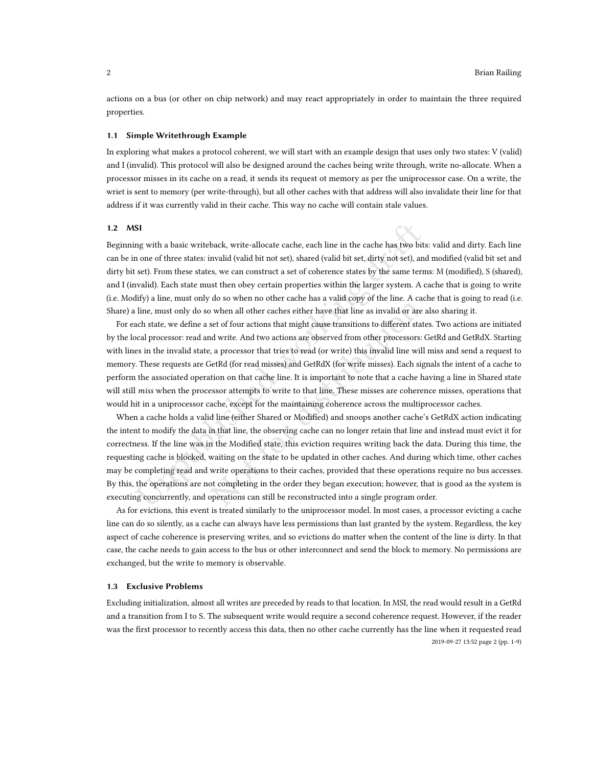actions on a bus (or other on chip network) and may react appropriately in order to maintain the three required properties.

### 1.1 Simple Writethrough Example

In exploring what makes a protocol coherent, we will start with an example design that uses only two states: V (valid) and I (invalid). This protocol will also be designed around the caches being write through, write no-allocate. When a processor misses in its cache on a read, it sends its request ot memory as per the uniprocessor case. On a write, the wriet is sent to memory (per write-through), but all other caches with that address will also invalidate their line for that address if it was currently valid in their cache. This way no cache will contain stale values.

### 1.2 MSI

Beginning with a basic writeback, write-allocate cache, each line in the cache has two bits: valid and dirty. Each line can be in one of three states: invalid (valid bit not set), shared (valid bit set, dirty not set), and modified (valid bit set and dirty bit set). From these states, we can construct a set of coherence states by the same terms: M (modified), S (shared), and I (invalid). Each state must then obey certain properties within the larger system. A cache that is going to write (i.e. Modify) a line, must only do so when no other cache has a valid copy of the line. A cache that is going to read (i.e. Share) a line, must only do so when all other caches either have that line as invalid or are also sharing it.

For each state, we define a set of four actions that might cause transitions to different states. Two actions are initiated by the local processor: read and write. And two actions are observed from other processors: GetRd and GetRdX. Starting with lines in the invalid state, a processor that tries to read (or write) this invalid line will miss and send a request to memory. These requests are GetRd (for read misses) and GetRdX (for write misses). Each signals the intent of a cache to perform the associated operation on that cache line. It is important to note that a cache having a line in Shared state will still *miss* when the processor attempts to write to that line. These misses are coherence misses, operations that would hit in a uniprocessor cache, except for the maintaining coherence across the multiprocessor caches.

When a cache holds a valid line (either Shared or Modified) and snoops another cache's GetRdX action indicating the intent to modify the data in that line, the observing cache can no longer retain that line and instead must evict it for correctness. If the line was in the Modified state, this eviction requires writing back the data. During this time, the requesting cache is blocked, waiting on the state to be updated in other caches. And during which time, other caches may be completing read and write operations to their caches, provided that these operations require no bus accesses. By this, the operations are not completing in the order they began execution; however, that is good as the system is executing concurrently, and operations can still be reconstructed into a single program order.

As for evictions, this event is treated similarly to the uniprocessor model. In most cases, a processor evicting a cache line can do so silently, as a cache can always have less permissions than last granted by the system. Regardless, the key aspect of cache coherence is preserving writes, and so evictions do matter when the content of the line is dirty. In that case, the cache needs to gain access to the bus or other interconnect and send the block to memory. No permissions are exchanged, but the write to memory is observable.

### 1.3 Exclusive Problems

Excluding initialization, almost all writes are preceded by reads to that location. In MSI, the read would result in a GetRd and a transition from I to S. The subsequent write would require a second coherence request. However, if the reader was the first processor to recently access this data, then no other cache currently has the line when it requested read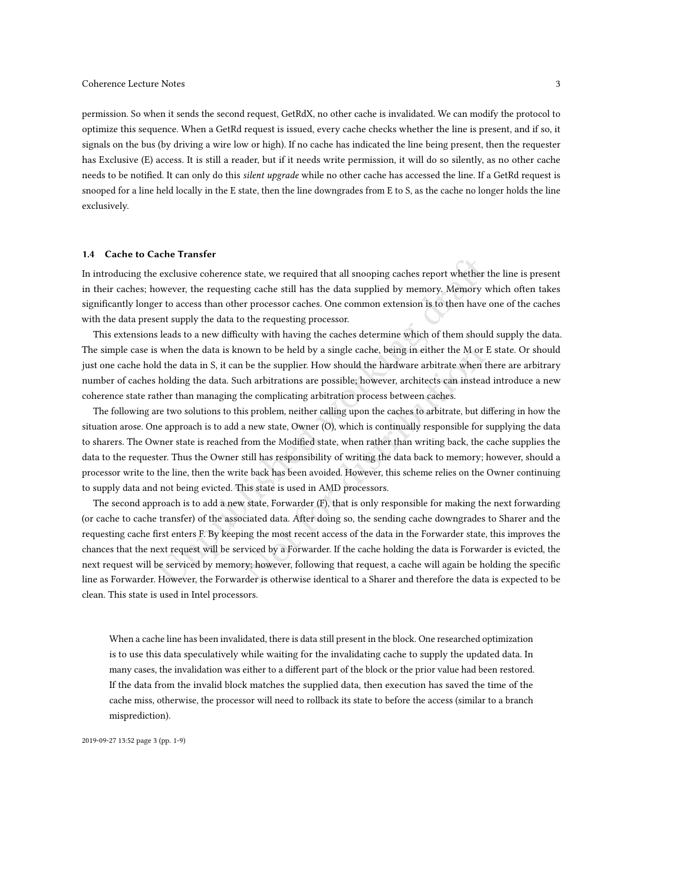permission. So when it sends the second request, GetRdX, no other cache is invalidated. We can modify the protocol to optimize this sequence. When a GetRd request is issued, every cache checks whether the line is present, and if so, it signals on the bus (by driving a wire low or high). If no cache has indicated the line being present, then the requester has Exclusive (E) access. It is still a reader, but if it needs write permission, it will do so silently, as no other cache needs to be notified. It can only do this *silent upgrade* while no other cache has accessed the line. If a GetRd request is snooped for a line held locally in the E state, then the line downgrades from E to S, as the cache no longer holds the line exclusively.

### 1.4 Cache to Cache Transfer

In introducing the exclusive coherence state, we required that all snooping caches report whether the line is present in their caches; however, the requesting cache still has the data supplied by memory. Memory which often takes significantly longer to access than other processor caches. One common extension is to then have one of the caches with the data present supply the data to the requesting processor.

This extensions leads to a new difficulty with having the caches determine which of them should supply the data. The simple case is when the data is known to be held by a single cache, being in either the M or E state. Or should just one cache hold the data in S, it can be the supplier. How should the hardware arbitrate when there are arbitrary number of caches holding the data. Such arbitrations are possible; however, architects can instead introduce a new coherence state rather than managing the complicating arbitration process between caches.

The following are two solutions to this problem, neither calling upon the caches to arbitrate, but differing in how the situation arose. One approach is to add a new state, Owner (O), which is continually responsible for supplying the data to sharers. The Owner state is reached from the Modified state, when rather than writing back, the cache supplies the data to the requester. Thus the Owner still has responsibility of writing the data back to memory; however, should a processor write to the line, then the write back has been avoided. However, this scheme relies on the Owner continuing to supply data and not being evicted. This state is used in AMD processors.

The second approach is to add a new state, Forwarder (F), that is only responsible for making the next forwarding (or cache to cache transfer) of the associated data. After doing so, the sending cache downgrades to Sharer and the requesting cache first enters F. By keeping the most recent access of the data in the Forwarder state, this improves the chances that the next request will be serviced by a Forwarder. If the cache holding the data is Forwarder is evicted, the next request will be serviced by memory; however, following that request, a cache will again be holding the specific line as Forwarder. However, the Forwarder is otherwise identical to a Sharer and therefore the data is expected to be clean. This state is used in Intel processors.

> When a cache line has been invalidated, there is data still present in the block. One researched optimization is to use this data speculatively while waiting for the invalidating cache to supply the updated data. In many cases, the invalidation was either to a different part of the block or the prior value had been restored. If the data from the invalid block matches the supplied data, then execution has saved the time of the cache miss, otherwise, the processor will need to rollback its state to before the access (similar to a branch misprediction).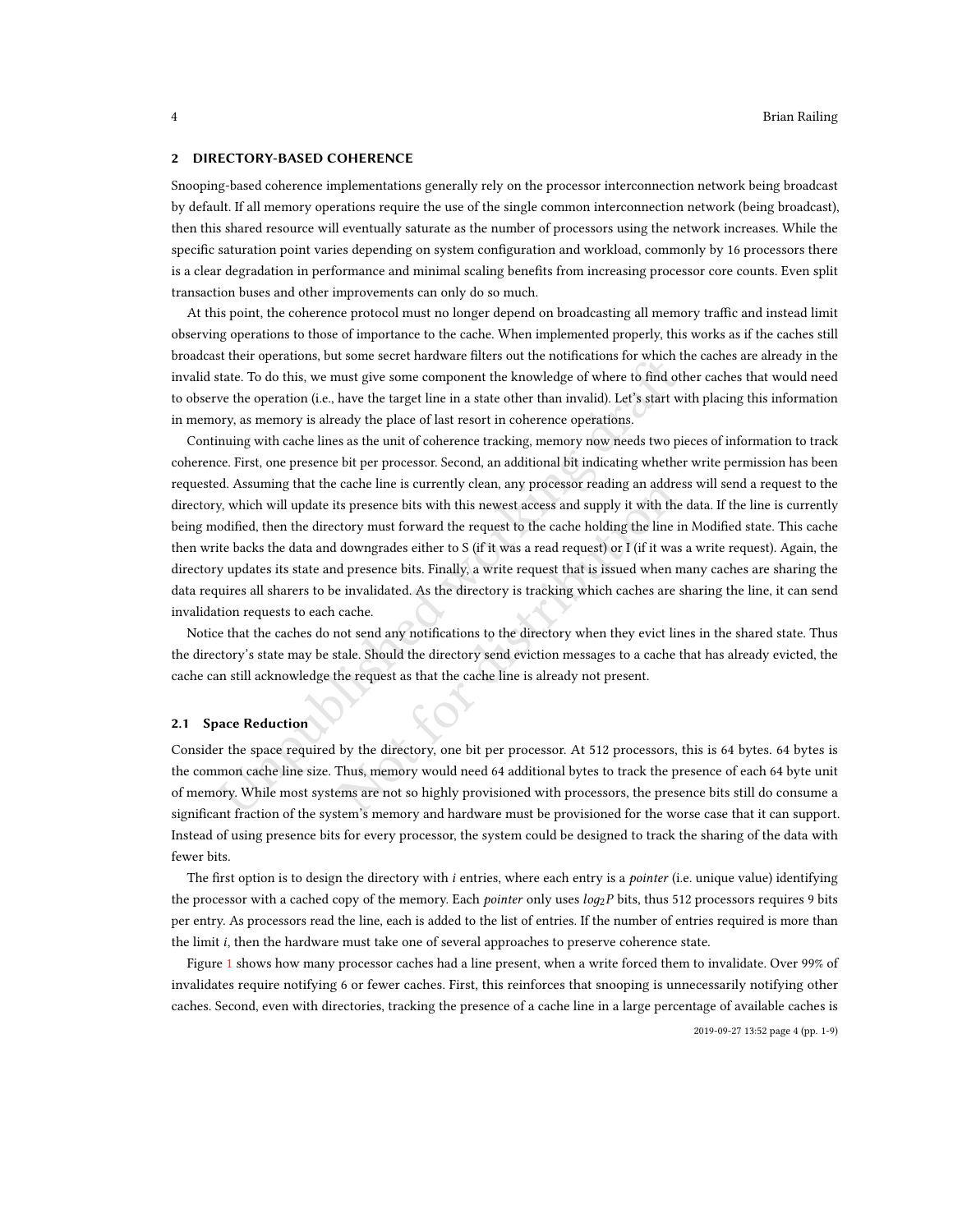## 2 DIRECTORY-BASED COHERENCE

Snooping-based coherence implementations generally rely on the processor interconnection network being broadcast by default. If all memory operations require the use of the single common interconnection network (being broadcast), then this shared resource will eventually saturate as the number of processors using the network increases. While the specific saturation point varies depending on system configuration and workload, commonly by 16 processors there is a clear degradation in performance and minimal scaling benefits from increasing processor core counts. Even split transaction buses and other improvements can only do so much.

At this point, the coherence protocol must no longer depend on broadcasting all memory traffic and instead limit observing operations to those of importance to the cache. When implemented properly, this works as if the caches still broadcast their operations, but some secret hardware filters out the notifications for which the caches are already in the invalid state. To do this, we must give some component the knowledge of where to find other caches that would need to observe the operation (i.e., have the target line in a state other than invalid). Let's start with placing this information in memory, as memory is already the place of last resort in coherence operations.

Continuing with cache lines as the unit of coherence tracking, memory now needs two pieces of information to track coherence. First, one presence bit per processor. Second, an additional bit indicating whether write permission has been requested. Assuming that the cache line is currently clean, any processor reading an address will send a request to the directory, which will update its presence bits with this newest access and supply it with the data. If the line is currently being modified, then the directory must forward the request to the cache holding the line in Modified state. This cache then write backs the data and downgrades either to S (if it was a read request) or I (if it was a write request). Again, the directory updates its state and presence bits. Finally, a write request that is issued when many caches are sharing the data requires all sharers to be invalidated. As the directory is tracking which caches are sharing the line, it can send invalidation requests to each cache.

Notice that the caches do not send any notifications to the directory when they evict lines in the shared state. Thus the directory's state may be stale. Should the directory send eviction messages to a cache that has already evicted, the cache can still acknowledge the request as that the cache line is already not present.

### 2.1 Space Reduction

Consider the space required by the directory, one bit per processor. At 512 processors, this is 64 bytes. 64 bytes is the common cache line size. Thus, memory would need 64 additional bytes to track the presence of each 64 byte unit of memory. While most systems are not so highly provisioned with processors, the presence bits still do consume a significant fraction of the system's memory and hardware must be provisioned for the worse case that it can support. Instead of using presence bits for every processor, the system could be designed to track the sharing of the data with fewer bits.

The first option is to design the directory with $i$ entries, where each entry is a *pointer* (i.e. unique value) identifying the processor with a cached copy of the memory. Each *pointer* only uses $log_2 P$ bits, thus 512 processors requires 9 bits per entry. As processors read the line, each is added to the list of entries. If the number of entries required is more than the limit $i$, then the hardware must take one of several approaches to preserve coherence state.

Figure 1 shows how many processor caches had a line present, when a write forced them to invalidate. Over 99% of invalidates require notifying 6 or fewer caches. First, this reinforces that snooping is unnecessarily notifying other caches. Second, even with directories, tracking the presence of a cache line in a large percentage of available caches is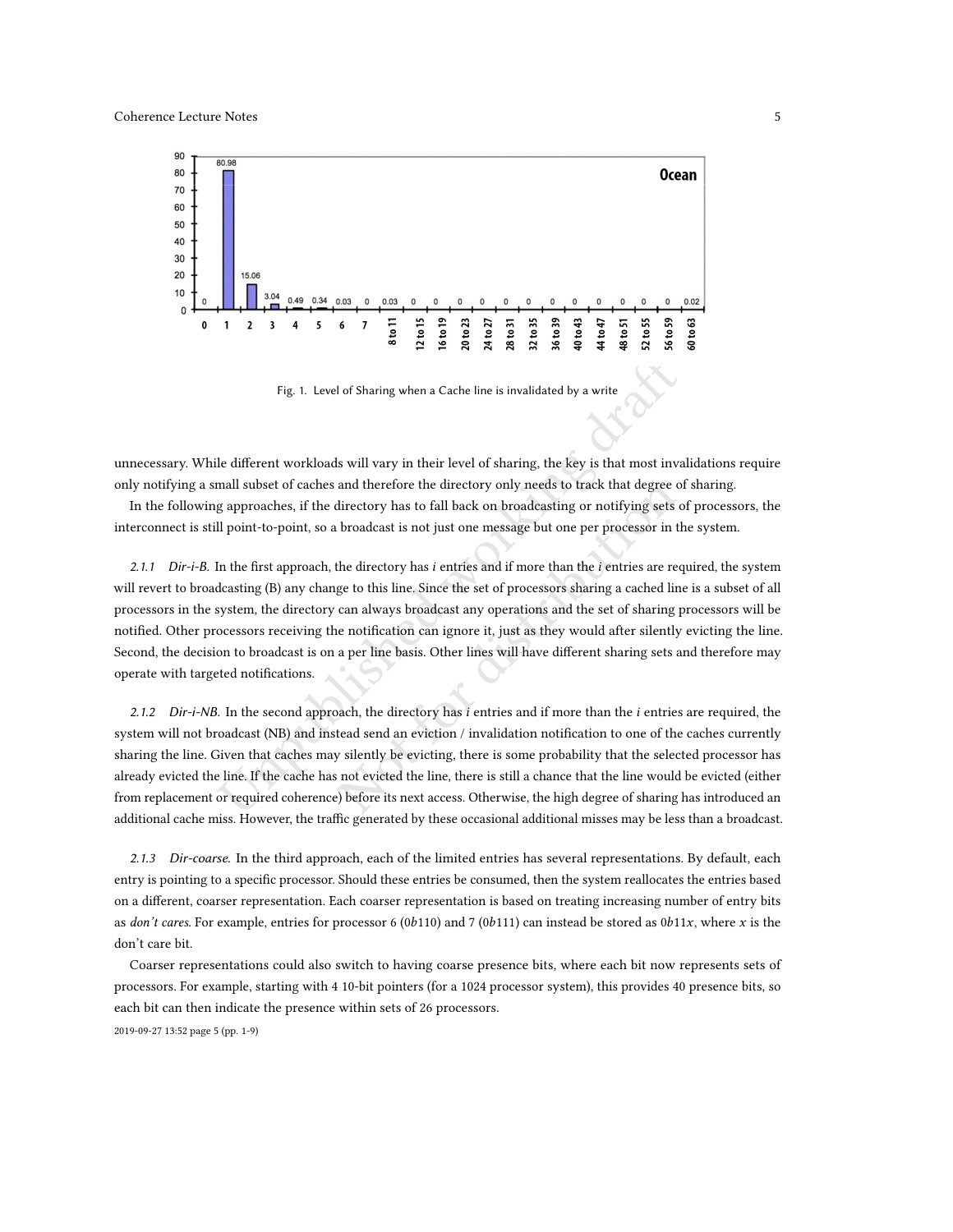Fig. 1. Level of Sharing when a Cache line is invalidated by a write

unnecessary. While different workloads will vary in their level of sharing, the key is that most invalidations require only notifying a small subset of caches and therefore the directory only needs to track that degree of sharing.

In the following approaches, if the directory has to fall back on broadcasting or notifying sets of processors, the interconnect is still point-to-point, so a broadcast is not just one message but one per processor in the system.

*2.1.1 Dir-i-B.* In the first approach, the directory has $i$ entries and if more than the $i$ entries are required, the system will revert to broadcasting (B) any change to this line. Since the set of processors sharing a cached line is a subset of all processors in the system, the directory can always broadcast any operations and the set of sharing processors will be notified. Other processors receiving the notification can ignore it, just as they would after silently evicting the line. Second, the decision to broadcast is on a per line basis. Other lines will have different sharing sets and therefore may operate with targeted notifications.

*2.1.2 Dir-i-NB.* In the second approach, the directory has $i$ entries and if more than the $i$ entries are required, the system will not broadcast (NB) and instead send an eviction / invalidation notification to one of the caches currently sharing the line. Given that caches may silently be evicting, there is some probability that the selected processor has already evicted the line. If the cache has not evicted the line, there is still a chance that the line would be evicted (either from replacement or required coherence) before its next access. Otherwise, the high degree of sharing has introduced an additional cache miss. However, the traffic generated by these occasional additional misses may be less than a broadcast.

*2.1.3 Dir-coarse.* In the third approach, each of the limited entries has several representations. By default, each entry is pointing to a specific processor. Should these entries be consumed, then the system reallocates the entries based on a different, coarser representation. Each coarser representation is based on treating increasing number of entry bits as *don't cares*. For example, entries for processor 6 ($0b110$) and 7 ($0b111$) can instead be stored as $0b11x$, where $x$ is the don't care bit.

Coarser representations could also switch to having coarse presence bits, where each bit now represents sets of processors. For example, starting with 4 10-bit pointers (for a 1024 processor system), this provides 40 presence bits, so each bit can then indicate the presence within sets of 26 processors.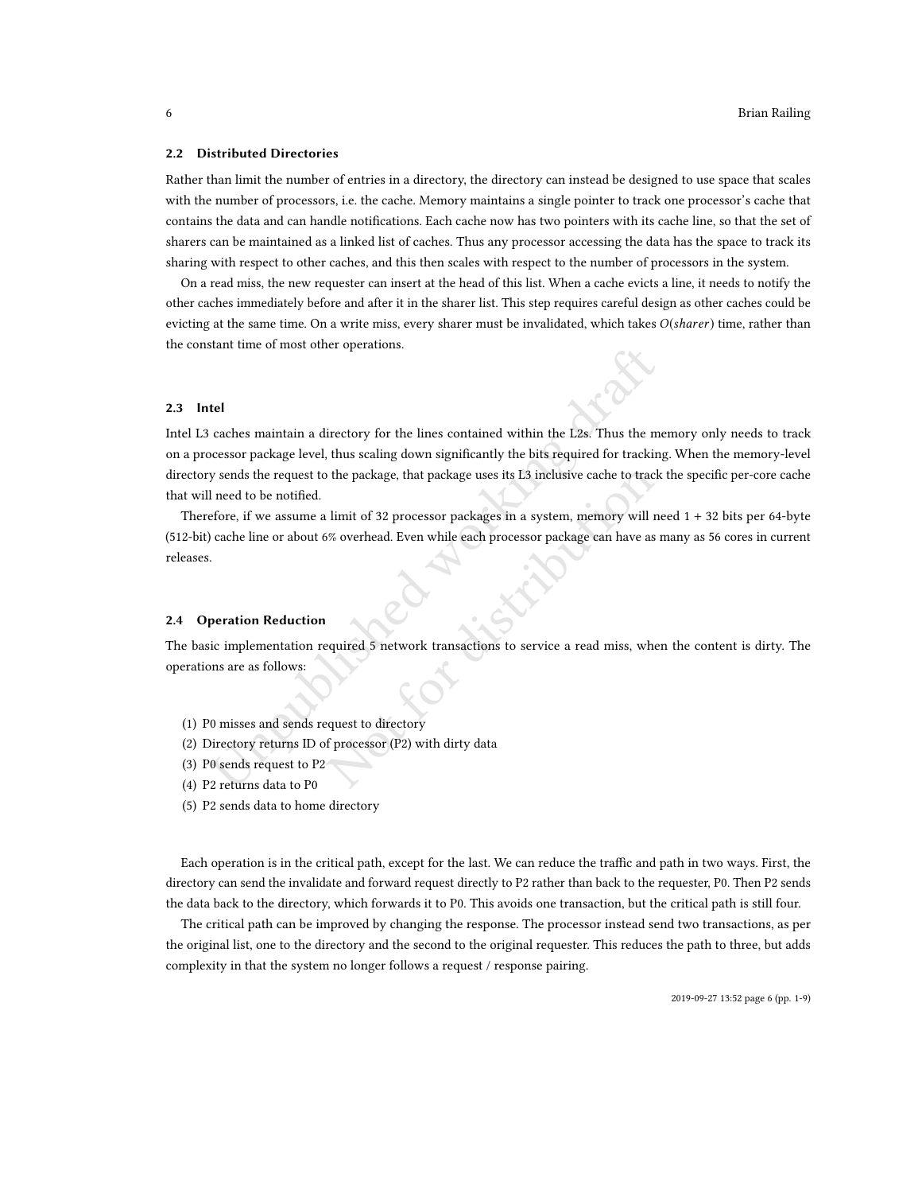### 2.2 Distributed Directories

Rather than limit the number of entries in a directory, the directory can instead be designed to use space that scales with the number of processors, i.e. the cache. Memory maintains a single pointer to track one processor's cache that contains the data and can handle notifications. Each cache now has two pointers with its cache line, so that the set of sharers can be maintained as a linked list of caches. Thus any processor accessing the data has the space to track its sharing with respect to other caches, and this then scales with respect to the number of processors in the system.

On a read miss, the new requester can insert at the head of this list. When a cache evicts a line, it needs to notify the other caches immediately before and after it in the sharer list. This step requires careful design as other caches could be evicting at the same time. On a write miss, every sharer must be invalidated, which takes $O(sharer)$ time, rather than the constant time of most other operations.

### 2.3 Intel

Intel L3 caches maintain a directory for the lines contained within the L2s. Thus the memory only needs to track on a processor package level, thus scaling down significantly the bits required for tracking. When the memory-level directory sends the request to the package, that package uses its L3 inclusive cache to track the specific per-core cache that will need to be notified.

Therefore, if we assume a limit of 32 processor packages in a system, memory will need $1 + 32$ bits per 64-byte (512-bit) cache line or about 6% overhead. Even while each processor package can have as many as 56 cores in current releases.

### 2.4 Operation Reduction

The basic implementation required 5 network transactions to service a read miss, when the content is dirty. The operations are as follows:

(1) P0 misses and sends request to directory
(2) Directory returns ID of processor (P2) with dirty data
(3) P0 sends request to P2
(4) P2 returns data to P0
(5) P2 sends data to home directory

Each operation is in the critical path, except for the last. We can reduce the traffic and path in two ways. First, the directory can send the invalidate and forward request directly to P2 rather than back to the requester, P0. Then P2 sends the data back to the directory, which forwards it to P0. This avoids one transaction, but the critical path is still four.

The critical path can be improved by changing the response. The processor instead send two transactions, as per the original list, one to the directory and the second to the original requester. This reduces the path to three, but adds complexity in that the system no longer follows a request / response pairing.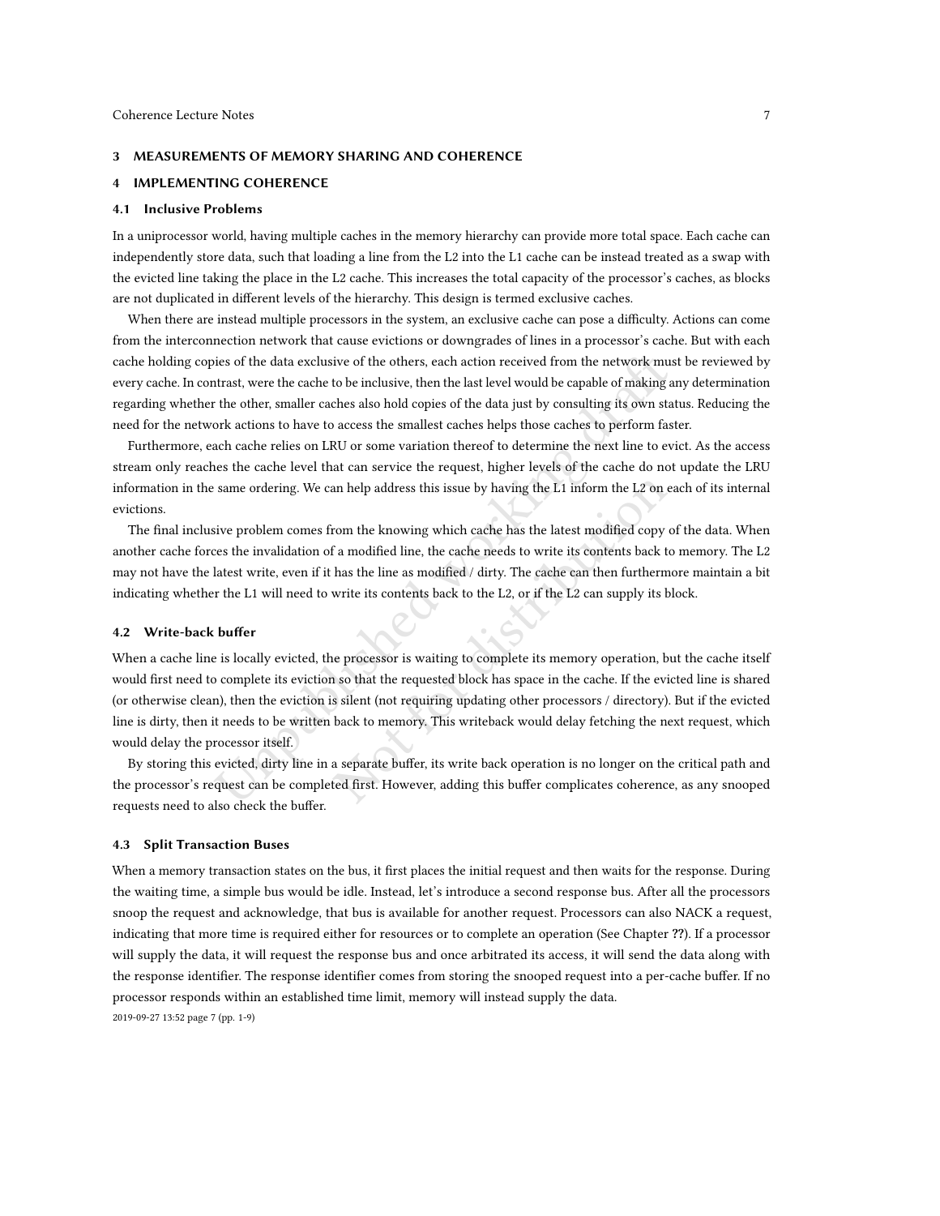## 3 MEASUREMENTS OF MEMORY SHARING AND COHERENCE

## 4 IMPLEMENTING COHERENCE

### 4.1 Inclusive Problems

In a uniprocessor world, having multiple caches in the memory hierarchy can provide more total space. Each cache can independently store data, such that loading a line from the L2 into the L1 cache can be instead treated as a swap with the evicted line taking the place in the L2 cache. This increases the total capacity of the processor's caches, as blocks are not duplicated in different levels of the hierarchy. This design is termed exclusive caches.

When there are instead multiple processors in the system, an exclusive cache can pose a difficulty. Actions can come from the interconnection network that cause evictions or downgrades of lines in a processor's cache. But with each cache holding copies of the data exclusive of the others, each action received from the network must be reviewed by every cache. In contrast, were the cache to be inclusive, then the last level would be capable of making any determination regarding whether the other, smaller caches also hold copies of the data just by consulting its own status. Reducing the need for the network actions to have to access the smallest caches helps those caches to perform faster.

Furthermore, each cache relies on LRU or some variation thereof to determine the next line to evict. As the access stream only reaches the cache level that can service the request, higher levels of the cache do not update the LRU information in the same ordering. We can help address this issue by having the L1 inform the L2 on each of its internal evictions.

The final inclusive problem comes from the knowing which cache has the latest modified copy of the data. When another cache forces the invalidation of a modified line, the cache needs to write its contents back to memory. The L2 may not have the latest write, even if it has the line as modified / dirty. The cache can then furthermore maintain a bit indicating whether the L1 will need to write its contents back to the L2, or if the L2 can supply its block.

### 4.2 Write-back buffer

When a cache line is locally evicted, the processor is waiting to complete its memory operation, but the cache itself would first need to complete its eviction so that the requested block has space in the cache. If the evicted line is shared (or otherwise clean), then the eviction is silent (not requiring updating other processors / directory). But if the evicted line is dirty, then it needs to be written back to memory. This writeback would delay fetching the next request, which would delay the processor itself.

By storing this evicted, dirty line in a separate buffer, its write back operation is no longer on the critical path and the processor's request can be completed first. However, adding this buffer complicates coherence, as any snooped requests need to also check the buffer.

### 4.3 Split Transaction Buses

When a memory transaction states on the bus, it first places the initial request and then waits for the response. During the waiting time, a simple bus would be idle. Instead, let's introduce a second response bus. After all the processors snoop the request and acknowledge, that bus is available for another request. Processors can also NACK a request, indicating that more time is required either for resources or to complete an operation (See Chapter **??**). If a processor will supply the data, it will request the response bus and once arbitrated its access, it will send the data along with the response identifier. The response identifier comes from storing the snooped request into a per-cache buffer. If no processor responds within an established time limit, memory will instead supply the data.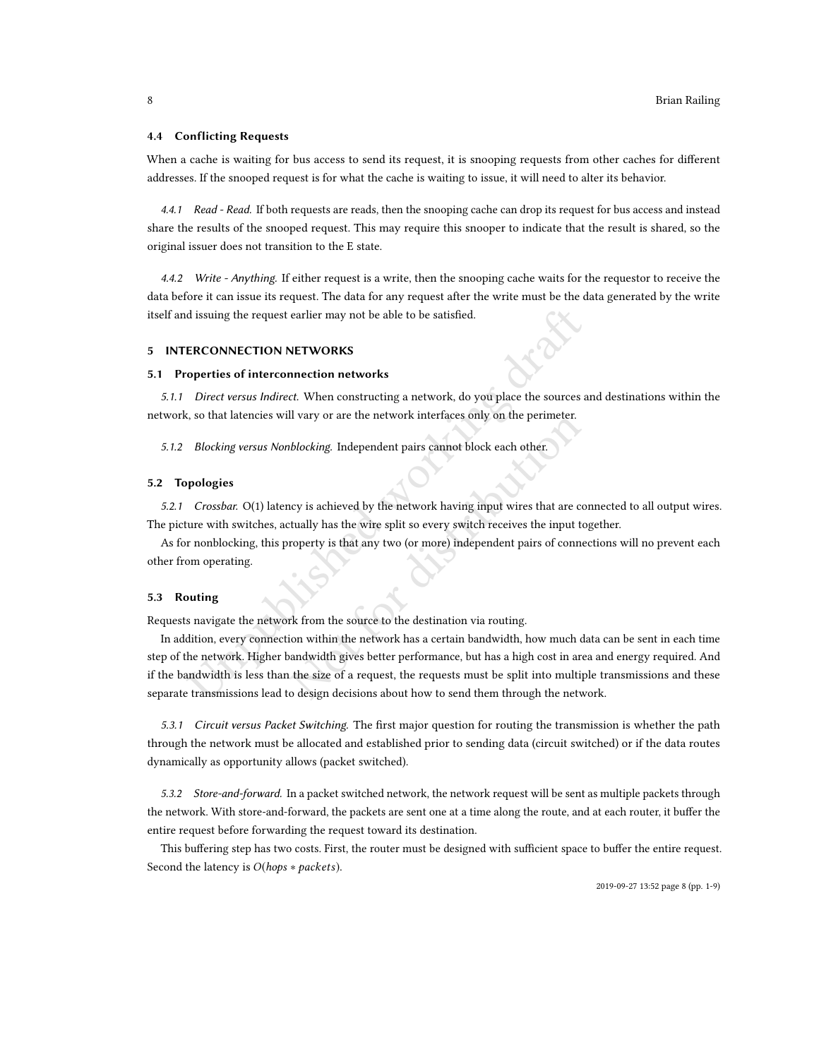### 4.4 Conflicting Requests

When a cache is waiting for bus access to send its request, it is snooping requests from other caches for different addresses. If the snooped request is for what the cache is waiting to issue, it will need to alter its behavior.

#### 4.4.1 *Read - Read.*

If both requests are reads, then the snooping cache can drop its request for bus access and instead share the results of the snooped request. This may require this snooper to indicate that the result is shared, so the original issuer does not transition to the E state.

#### 4.4.2 *Write - Anything.*

If either request is a write, then the snooping cache waits for the requestor to receive the data before it can issue its request. The data for any request after the write must be the data generated by the write itself and issuing the request earlier may not be able to be satisfied.

## 5 INTERCONNECTION NETWORKS

### 5.1 Properties of interconnection networks

#### 5.1.1 *Direct versus Indirect.*

When constructing a network, do you place the sources and destinations within the network, so that latencies will vary or are the network interfaces only on the perimeter.

#### 5.1.2 *Blocking versus Nonblocking.*

Independent pairs cannot block each other.

### 5.2 Topologies

#### 5.2.1 *Crossbar.*

O(1) latency is achieved by the network having input wires that are connected to all output wires. The picture with switches, actually has the wire split so every switch receives the input together.

As for nonblocking, this property is that any two (or more) independent pairs of connections will no prevent each other from operating.

### 5.3 Routing

Requests navigate the network from the source to the destination via routing.

In addition, every connection within the network has a certain bandwidth, how much data can be sent in each time step of the network. Higher bandwidth gives better performance, but has a high cost in area and energy required. And if the bandwidth is less than the size of a request, the requests must be split into multiple transmissions and these separate transmissions lead to design decisions about how to send them through the network.

#### 5.3.1 *Circuit versus Packet Switching.*

The first major question for routing the transmission is whether the path through the network must be allocated and established prior to sending data (circuit switched) or if the data routes dynamically as opportunity allows (packet switched).

#### 5.3.2 *Store-and-forward.*

In a packet switched network, the network request will be sent as multiple packets through the network. With store-and-forward, the packets are sent one at a time along the route, and at each router, it buffer the entire request before forwarding the request toward its destination.

This buffering step has two costs. First, the router must be designed with sufficient space to buffer the entire request. Second the latency is $O(hops * packets)$.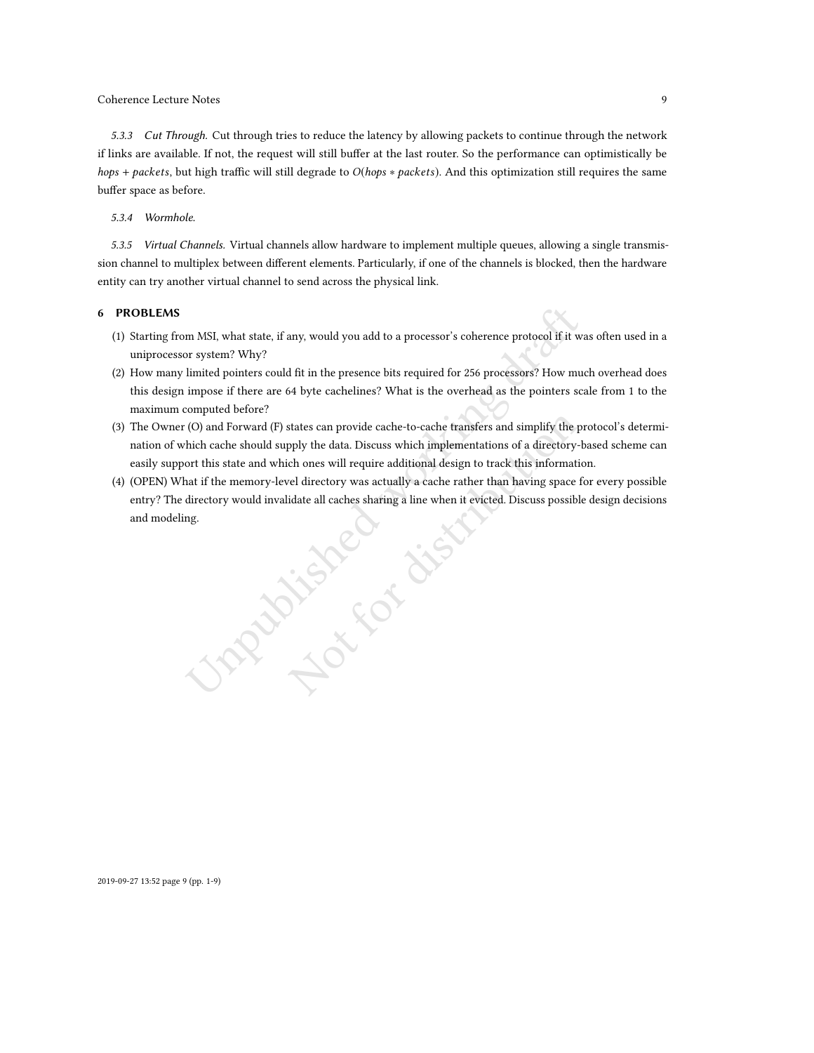*5.3.3 Cut Through.* Cut through tries to reduce the latency by allowing packets to continue through the network if links are available. If not, the request will still buffer at the last router. So the performance can optimistically be $hops + packets$, but high traffic will still degrade to $O(hops * packets)$. And this optimization still requires the same buffer space as before.

*5.3.4 Wormhole.*

*5.3.5 Virtual Channels.* Virtual channels allow hardware to implement multiple queues, allowing a single transmission channel to multiplex between different elements. Particularly, if one of the channels is blocked, then the hardware entity can try another virtual channel to send across the physical link.

## 6 PROBLEMS

(1) Starting from MSI, what state, if any, would you add to a processor's coherence protocol if it was often used in a uniprocessor system? Why?

(2) How many limited pointers could fit in the presence bits required for 256 processors? How much overhead does this design impose if there are 64 byte cachelines? What is the overhead as the pointers scale from 1 to the maximum computed before?

(3) The Owner (O) and Forward (F) states can provide cache-to-cache transfers and simplify the protocol's determination of which cache should supply the data. Discuss which implementations of a directory-based scheme can easily support this state and which ones will require additional design to track this information.

(4) (OPEN) What if the memory-level directory was actually a cache rather than having space for every possible entry? The directory would invalidate all caches sharing a line when it evicted. Discuss possible design decisions and modeling.